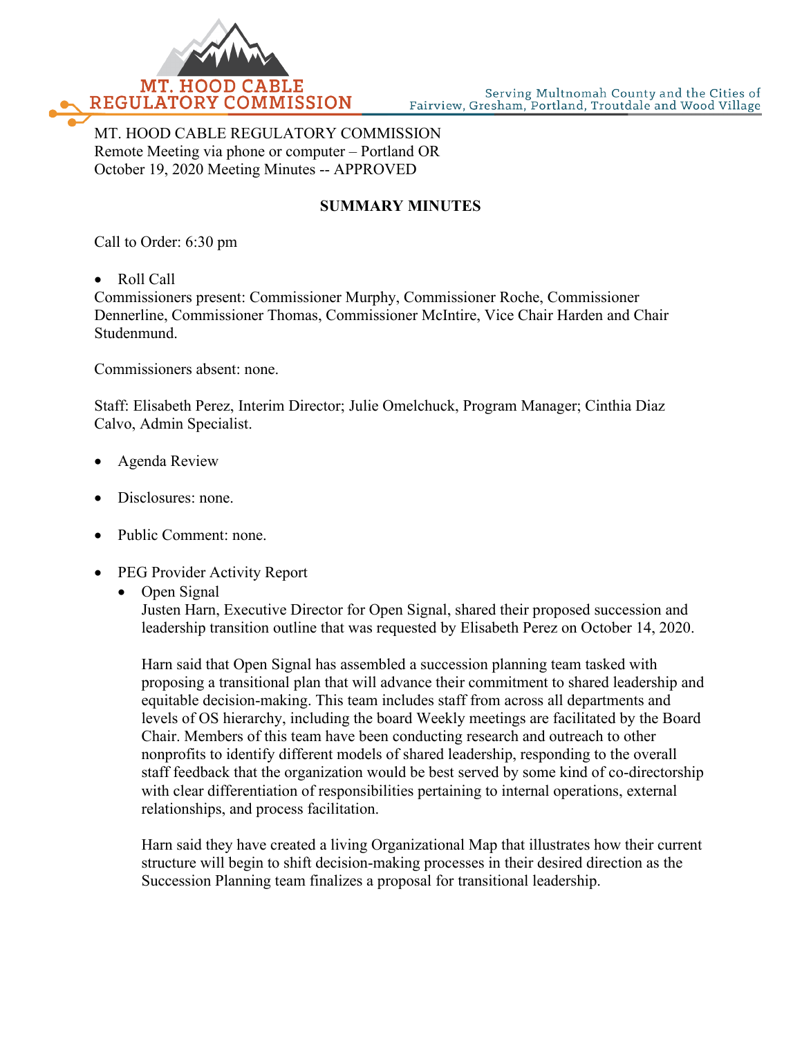MT. HOOD CABLE REGULATORY COMMISSION

Serving Multnomah County and the Cities of Fairview, Gresham, Portland, Troutdale and Wood Village

MT. HOOD CABLE REGULATORY COMMISSION
Remote Meeting via phone or computer – Portland OR
October 19, 2020 Meeting Minutes -- APPROVED

**SUMMARY MINUTES**

Call to Order: 6:30 pm

- Roll Call

Commissioners present: Commissioner Murphy, Commissioner Roche, Commissioner Dennerline, Commissioner Thomas, Commissioner McIntire, Vice Chair Harden and Chair Studenmund.

Commissioners absent: none.

Staff: Elisabeth Perez, Interim Director; Julie Omelchuck, Program Manager; Cinthia Diaz Calvo, Admin Specialist.

- Agenda Review
- Disclosures: none.
- Public Comment: none.
- PEG Provider Activity Report
  - Open Signal

    Justen Harn, Executive Director for Open Signal, shared their proposed succession and leadership transition outline that was requested by Elisabeth Perez on October 14, 2020.

    Harn said that Open Signal has assembled a succession planning team tasked with proposing a transitional plan that will advance their commitment to shared leadership and equitable decision-making. This team includes staff from across all departments and levels of OS hierarchy, including the board Weekly meetings are facilitated by the Board Chair. Members of this team have been conducting research and outreach to other nonprofits to identify different models of shared leadership, responding to the overall staff feedback that the organization would be best served by some kind of co-directorship with clear differentiation of responsibilities pertaining to internal operations, external relationships, and process facilitation.

    Harn said they have created a living Organizational Map that illustrates how their current structure will begin to shift decision-making processes in their desired direction as the Succession Planning team finalizes a proposal for transitional leadership.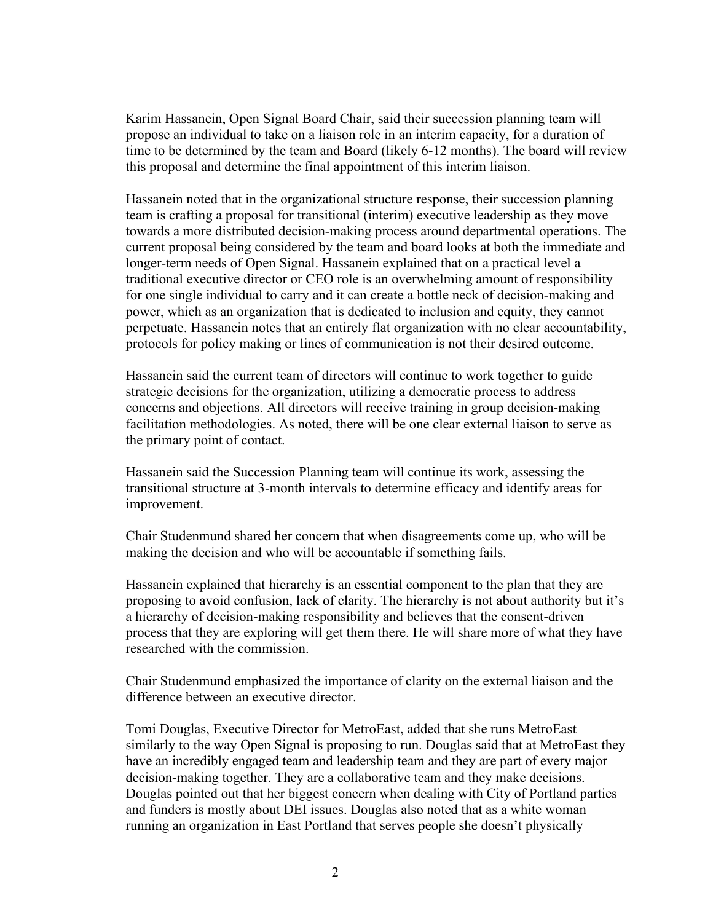Karim Hassanein, Open Signal Board Chair, said their succession planning team will propose an individual to take on a liaison role in an interim capacity, for a duration of time to be determined by the team and Board (likely 6-12 months). The board will review this proposal and determine the final appointment of this interim liaison.

Hassanein noted that in the organizational structure response, their succession planning team is crafting a proposal for transitional (interim) executive leadership as they move towards a more distributed decision-making process around departmental operations. The current proposal being considered by the team and board looks at both the immediate and longer-term needs of Open Signal. Hassanein explained that on a practical level a traditional executive director or CEO role is an overwhelming amount of responsibility for one single individual to carry and it can create a bottle neck of decision-making and power, which as an organization that is dedicated to inclusion and equity, they cannot perpetuate. Hassanein notes that an entirely flat organization with no clear accountability, protocols for policy making or lines of communication is not their desired outcome.

Hassanein said the current team of directors will continue to work together to guide strategic decisions for the organization, utilizing a democratic process to address concerns and objections. All directors will receive training in group decision-making facilitation methodologies. As noted, there will be one clear external liaison to serve as the primary point of contact.

Hassanein said the Succession Planning team will continue its work, assessing the transitional structure at 3-month intervals to determine efficacy and identify areas for improvement.

Chair Studenmund shared her concern that when disagreements come up, who will be making the decision and who will be accountable if something fails.

Hassanein explained that hierarchy is an essential component to the plan that they are proposing to avoid confusion, lack of clarity. The hierarchy is not about authority but it's a hierarchy of decision-making responsibility and believes that the consent-driven process that they are exploring will get them there. He will share more of what they have researched with the commission.

Chair Studenmund emphasized the importance of clarity on the external liaison and the difference between an executive director.

Tomi Douglas, Executive Director for MetroEast, added that she runs MetroEast similarly to the way Open Signal is proposing to run. Douglas said that at MetroEast they have an incredibly engaged team and leadership team and they are part of every major decision-making together. They are a collaborative team and they make decisions. Douglas pointed out that her biggest concern when dealing with City of Portland parties and funders is mostly about DEI issues. Douglas also noted that as a white woman running an organization in East Portland that serves people she doesn't physically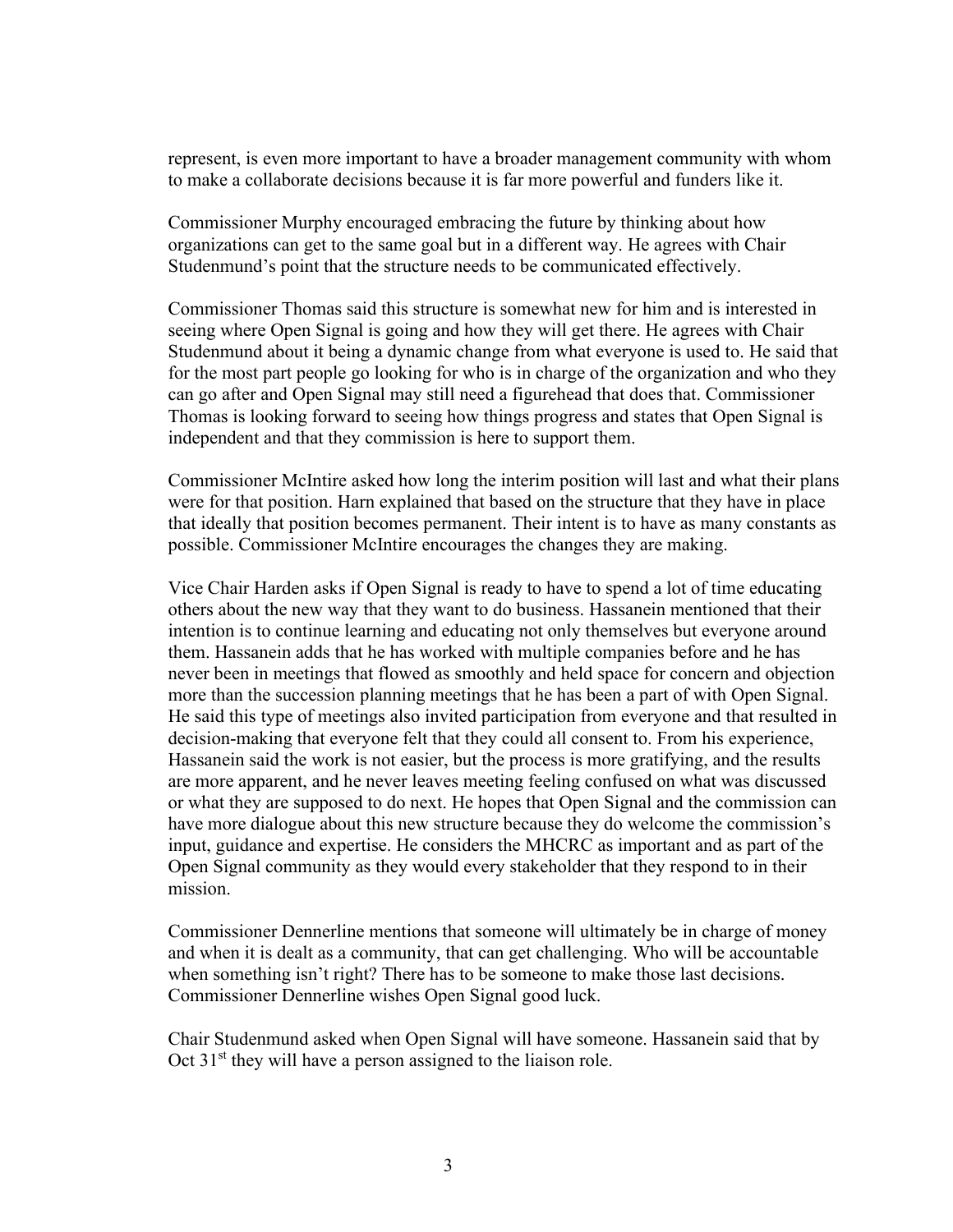represent, is even more important to have a broader management community with whom to make a collaborate decisions because it is far more powerful and funders like it.

Commissioner Murphy encouraged embracing the future by thinking about how organizations can get to the same goal but in a different way. He agrees with Chair Studenmund's point that the structure needs to be communicated effectively.

Commissioner Thomas said this structure is somewhat new for him and is interested in seeing where Open Signal is going and how they will get there. He agrees with Chair Studenmund about it being a dynamic change from what everyone is used to. He said that for the most part people go looking for who is in charge of the organization and who they can go after and Open Signal may still need a figurehead that does that. Commissioner Thomas is looking forward to seeing how things progress and states that Open Signal is independent and that they commission is here to support them.

Commissioner McIntire asked how long the interim position will last and what their plans were for that position. Harn explained that based on the structure that they have in place that ideally that position becomes permanent. Their intent is to have as many constants as possible. Commissioner McIntire encourages the changes they are making.

Vice Chair Harden asks if Open Signal is ready to have to spend a lot of time educating others about the new way that they want to do business. Hassanein mentioned that their intention is to continue learning and educating not only themselves but everyone around them. Hassanein adds that he has worked with multiple companies before and he has never been in meetings that flowed as smoothly and held space for concern and objection more than the succession planning meetings that he has been a part of with Open Signal. He said this type of meetings also invited participation from everyone and that resulted in decision-making that everyone felt that they could all consent to. From his experience, Hassanein said the work is not easier, but the process is more gratifying, and the results are more apparent, and he never leaves meeting feeling confused on what was discussed or what they are supposed to do next. He hopes that Open Signal and the commission can have more dialogue about this new structure because they do welcome the commission's input, guidance and expertise. He considers the MHCRC as important and as part of the Open Signal community as they would every stakeholder that they respond to in their mission.

Commissioner Dennerline mentions that someone will ultimately be in charge of money and when it is dealt as a community, that can get challenging. Who will be accountable when something isn't right? There has to be someone to make those last decisions. Commissioner Dennerline wishes Open Signal good luck.

Chair Studenmund asked when Open Signal will have someone. Hassanein said that by Oct 31st they will have a person assigned to the liaison role.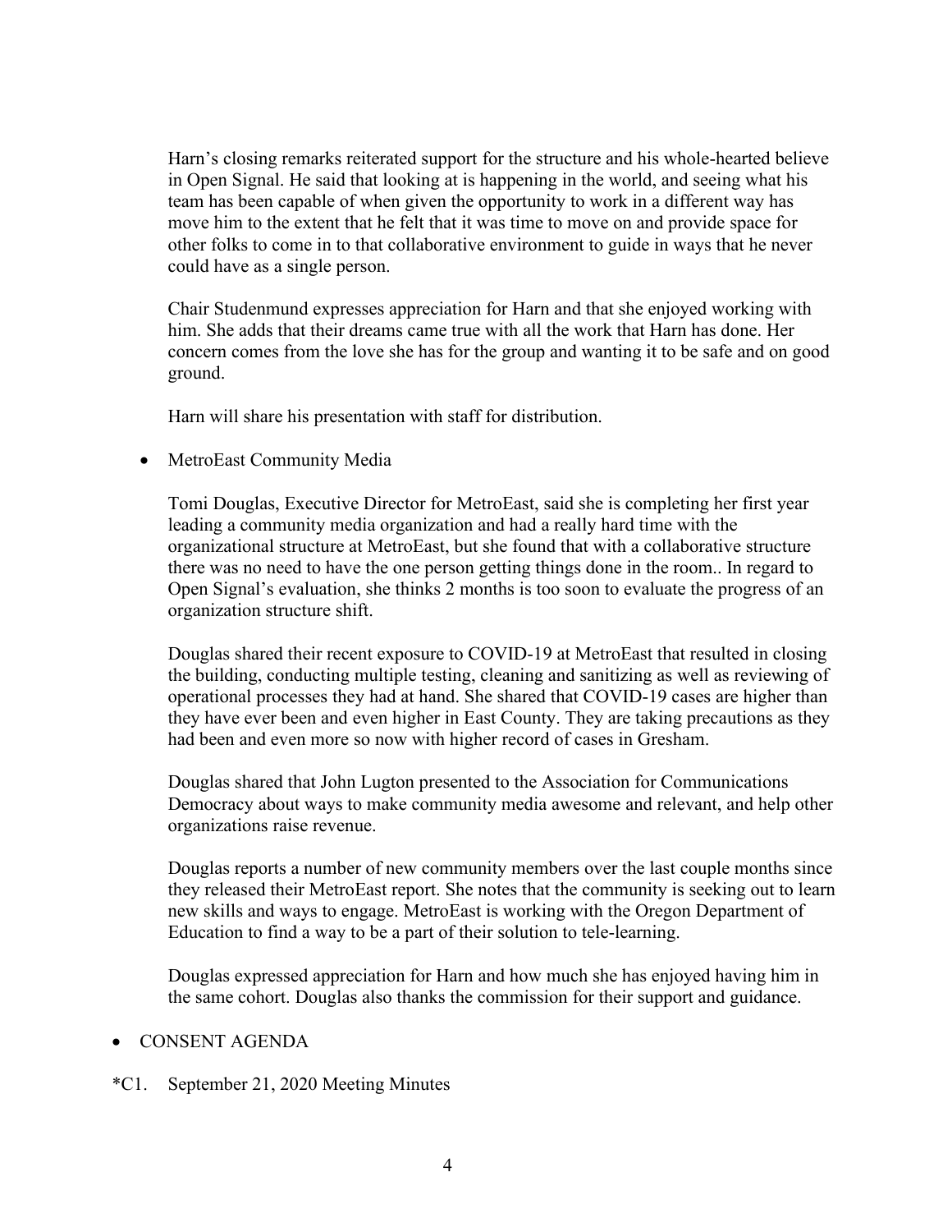Harn's closing remarks reiterated support for the structure and his whole-hearted believe in Open Signal. He said that looking at is happening in the world, and seeing what his team has been capable of when given the opportunity to work in a different way has move him to the extent that he felt that it was time to move on and provide space for other folks to come in to that collaborative environment to guide in ways that he never could have as a single person.

Chair Studenmund expresses appreciation for Harn and that she enjoyed working with him. She adds that their dreams came true with all the work that Harn has done. Her concern comes from the love she has for the group and wanting it to be safe and on good ground.

Harn will share his presentation with staff for distribution.

- MetroEast Community Media

  Tomi Douglas, Executive Director for MetroEast, said she is completing her first year leading a community media organization and had a really hard time with the organizational structure at MetroEast, but she found that with a collaborative structure there was no need to have the one person getting things done in the room.. In regard to Open Signal's evaluation, she thinks 2 months is too soon to evaluate the progress of an organization structure shift.

  Douglas shared their recent exposure to COVID-19 at MetroEast that resulted in closing the building, conducting multiple testing, cleaning and sanitizing as well as reviewing of operational processes they had at hand. She shared that COVID-19 cases are higher than they have ever been and even higher in East County. They are taking precautions as they had been and even more so now with higher record of cases in Gresham.

  Douglas shared that John Lugton presented to the Association for Communications Democracy about ways to make community media awesome and relevant, and help other organizations raise revenue.

  Douglas reports a number of new community members over the last couple months since they released their MetroEast report. She notes that the community is seeking out to learn new skills and ways to engage. MetroEast is working with the Oregon Department of Education to find a way to be a part of their solution to tele-learning.

  Douglas expressed appreciation for Harn and how much she has enjoyed having him in the same cohort. Douglas also thanks the commission for their support and guidance.

- CONSENT AGENDA

*C1. September 21, 2020 Meeting Minutes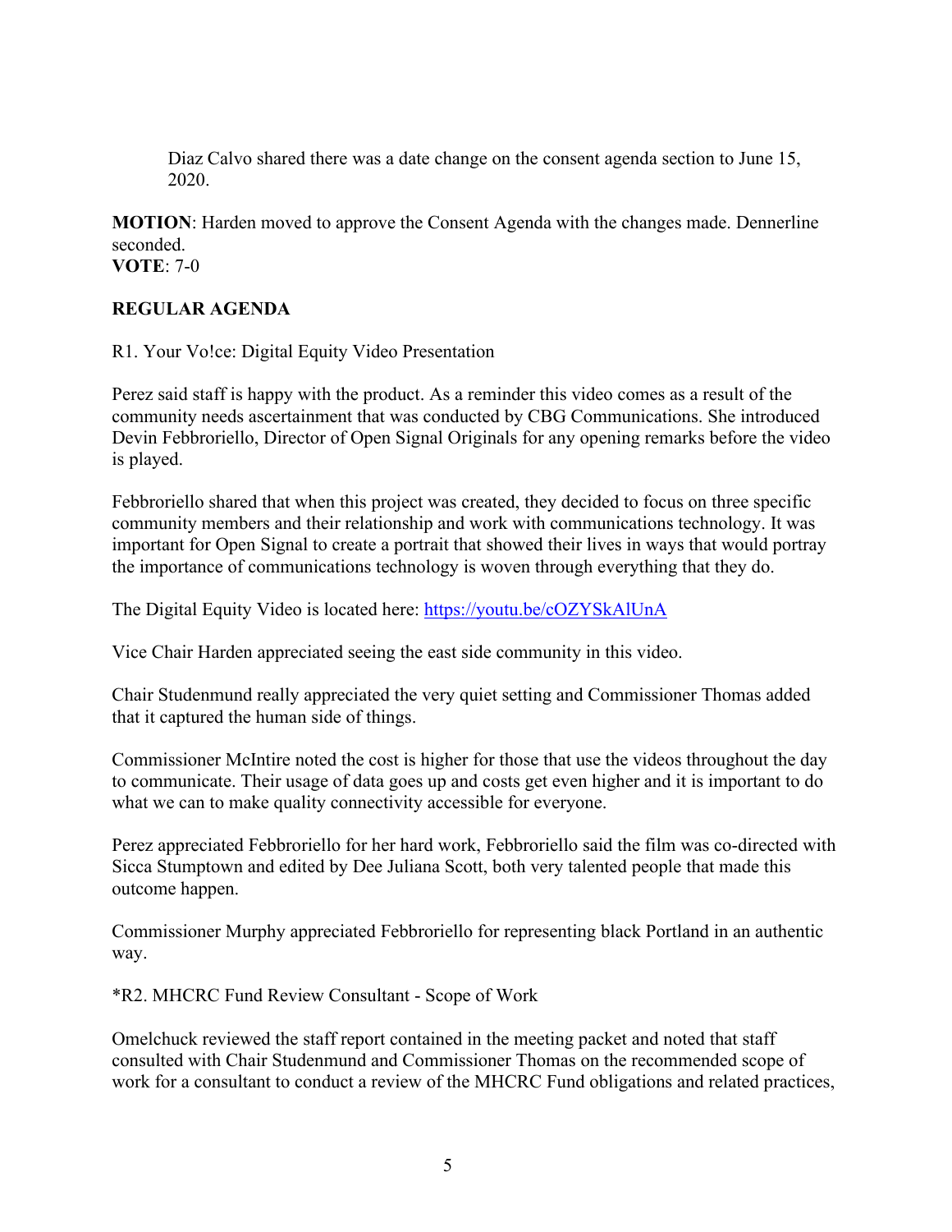Diaz Calvo shared there was a date change on the consent agenda section to June 15, 2020.

**MOTION**: Harden moved to approve the Consent Agenda with the changes made. Dennerline seconded.
**VOTE**: 7-0

**REGULAR AGENDA**

R1. Your Vo!ce: Digital Equity Video Presentation

Perez said staff is happy with the product. As a reminder this video comes as a result of the community needs ascertainment that was conducted by CBG Communications. She introduced Devin Febbroriello, Director of Open Signal Originals for any opening remarks before the video is played.

Febbroriello shared that when this project was created, they decided to focus on three specific community members and their relationship and work with communications technology. It was important for Open Signal to create a portrait that showed their lives in ways that would portray the importance of communications technology is woven through everything that they do.

The Digital Equity Video is located here: https://youtu.be/cOZYSkAlUnA

Vice Chair Harden appreciated seeing the east side community in this video.

Chair Studenmund really appreciated the very quiet setting and Commissioner Thomas added that it captured the human side of things.

Commissioner McIntire noted the cost is higher for those that use the videos throughout the day to communicate. Their usage of data goes up and costs get even higher and it is important to do what we can to make quality connectivity accessible for everyone.

Perez appreciated Febbroriello for her hard work, Febbroriello said the film was co-directed with Sicca Stumptown and edited by Dee Juliana Scott, both very talented people that made this outcome happen.

Commissioner Murphy appreciated Febbroriello for representing black Portland in an authentic way.

*R2. MHCRC Fund Review Consultant - Scope of Work

Omelchuck reviewed the staff report contained in the meeting packet and noted that staff consulted with Chair Studenmund and Commissioner Thomas on the recommended scope of work for a consultant to conduct a review of the MHCRC Fund obligations and related practices,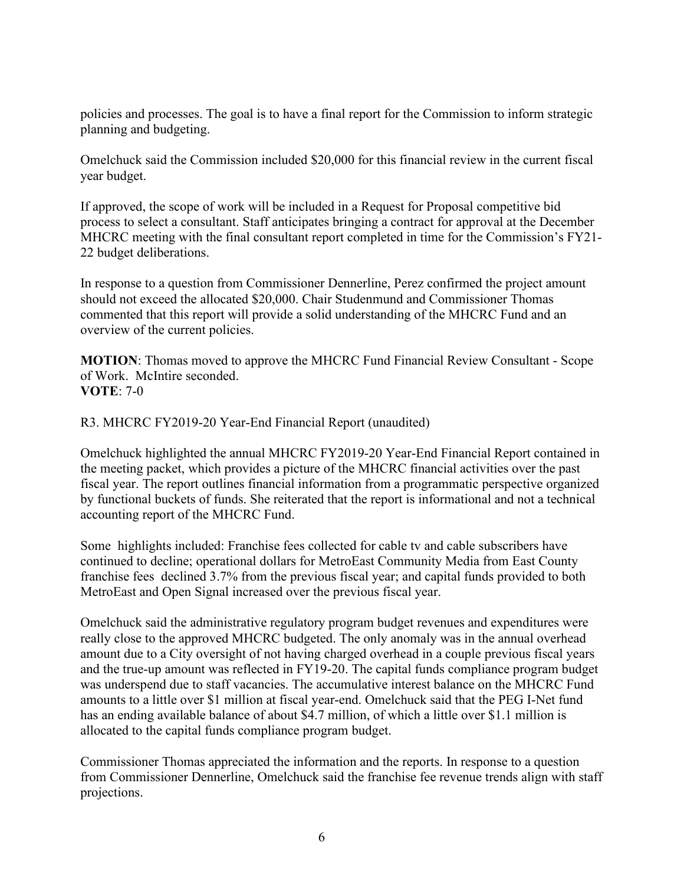policies and processes. The goal is to have a final report for the Commission to inform strategic planning and budgeting.

Omelchuck said the Commission included $20,000 for this financial review in the current fiscal year budget.

If approved, the scope of work will be included in a Request for Proposal competitive bid process to select a consultant. Staff anticipates bringing a contract for approval at the December MHCRC meeting with the final consultant report completed in time for the Commission's FY21-22 budget deliberations.

In response to a question from Commissioner Dennerline, Perez confirmed the project amount should not exceed the allocated $20,000. Chair Studenmund and Commissioner Thomas commented that this report will provide a solid understanding of the MHCRC Fund and an overview of the current policies.

**MOTION**: Thomas moved to approve the MHCRC Fund Financial Review Consultant - Scope of Work. McIntire seconded.
**VOTE**: 7-0

R3. MHCRC FY2019-20 Year-End Financial Report (unaudited)

Omelchuck highlighted the annual MHCRC FY2019-20 Year-End Financial Report contained in the meeting packet, which provides a picture of the MHCRC financial activities over the past fiscal year. The report outlines financial information from a programmatic perspective organized by functional buckets of funds. She reiterated that the report is informational and not a technical accounting report of the MHCRC Fund.

Some highlights included: Franchise fees collected for cable tv and cable subscribers have continued to decline; operational dollars for MetroEast Community Media from East County franchise fees declined 3.7% from the previous fiscal year; and capital funds provided to both MetroEast and Open Signal increased over the previous fiscal year.

Omelchuck said the administrative regulatory program budget revenues and expenditures were really close to the approved MHCRC budgeted. The only anomaly was in the annual overhead amount due to a City oversight of not having charged overhead in a couple previous fiscal years and the true-up amount was reflected in FY19-20. The capital funds compliance program budget was underspend due to staff vacancies. The accumulative interest balance on the MHCRC Fund amounts to a little over $1 million at fiscal year-end. Omelchuck said that the PEG I-Net fund has an ending available balance of about $4.7 million, of which a little over $1.1 million is allocated to the capital funds compliance program budget.

Commissioner Thomas appreciated the information and the reports. In response to a question from Commissioner Dennerline, Omelchuck said the franchise fee revenue trends align with staff projections.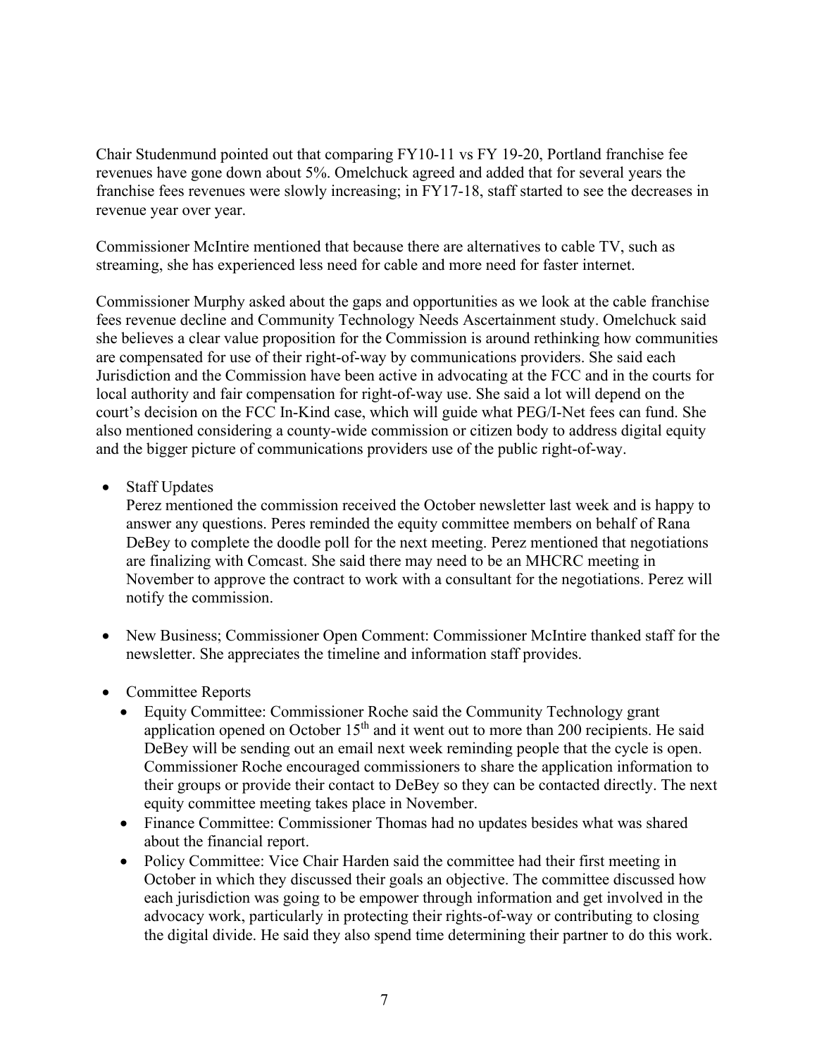Chair Studenmund pointed out that comparing FY10-11 vs FY 19-20, Portland franchise fee revenues have gone down about 5%. Omelchuck agreed and added that for several years the franchise fees revenues were slowly increasing; in FY17-18, staff started to see the decreases in revenue year over year.

Commissioner McIntire mentioned that because there are alternatives to cable TV, such as streaming, she has experienced less need for cable and more need for faster internet.

Commissioner Murphy asked about the gaps and opportunities as we look at the cable franchise fees revenue decline and Community Technology Needs Ascertainment study. Omelchuck said she believes a clear value proposition for the Commission is around rethinking how communities are compensated for use of their right-of-way by communications providers. She said each Jurisdiction and the Commission have been active in advocating at the FCC and in the courts for local authority and fair compensation for right-of-way use. She said a lot will depend on the court's decision on the FCC In-Kind case, which will guide what PEG/I-Net fees can fund. She also mentioned considering a county-wide commission or citizen body to address digital equity and the bigger picture of communications providers use of the public right-of-way.

- Staff Updates
  Perez mentioned the commission received the October newsletter last week and is happy to answer any questions. Peres reminded the equity committee members on behalf of Rana DeBey to complete the doodle poll for the next meeting. Perez mentioned that negotiations are finalizing with Comcast. She said there may need to be an MHCRC meeting in November to approve the contract to work with a consultant for the negotiations. Perez will notify the commission.

- New Business; Commissioner Open Comment: Commissioner McIntire thanked staff for the newsletter. She appreciates the timeline and information staff provides.

- Committee Reports
  - Equity Committee: Commissioner Roche said the Community Technology grant application opened on October 15th and it went out to more than 200 recipients. He said DeBey will be sending out an email next week reminding people that the cycle is open. Commissioner Roche encouraged commissioners to share the application information to their groups or provide their contact to DeBey so they can be contacted directly. The next equity committee meeting takes place in November.
  - Finance Committee: Commissioner Thomas had no updates besides what was shared about the financial report.
  - Policy Committee: Vice Chair Harden said the committee had their first meeting in October in which they discussed their goals an objective. The committee discussed how each jurisdiction was going to be empower through information and get involved in the advocacy work, particularly in protecting their rights-of-way or contributing to closing the digital divide. He said they also spend time determining their partner to do this work.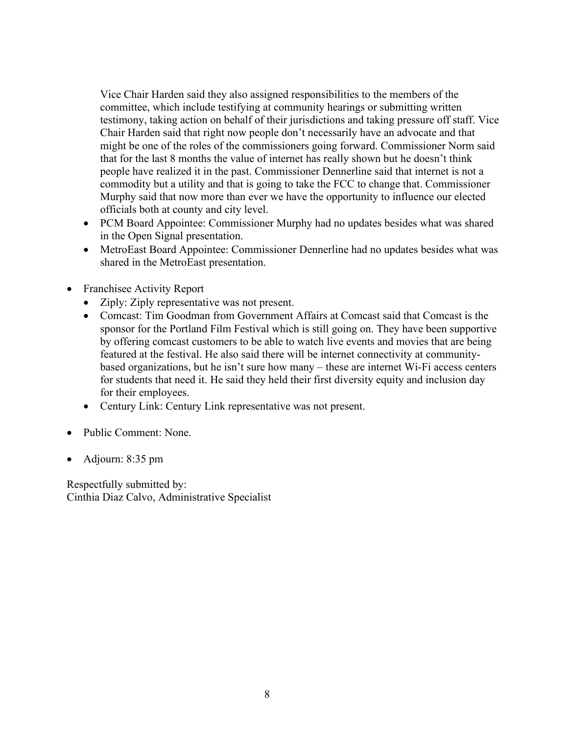Vice Chair Harden said they also assigned responsibilities to the members of the committee, which include testifying at community hearings or submitting written testimony, taking action on behalf of their jurisdictions and taking pressure off staff. Vice Chair Harden said that right now people don't necessarily have an advocate and that might be one of the roles of the commissioners going forward. Commissioner Norm said that for the last 8 months the value of internet has really shown but he doesn't think people have realized it in the past. Commissioner Dennerline said that internet is not a commodity but a utility and that is going to take the FCC to change that. Commissioner Murphy said that now more than ever we have the opportunity to influence our elected officials both at county and city level.

- PCM Board Appointee: Commissioner Murphy had no updates besides what was shared in the Open Signal presentation.
- MetroEast Board Appointee: Commissioner Dennerline had no updates besides what was shared in the MetroEast presentation.

- Franchisee Activity Report
  - Ziply: Ziply representative was not present.
  - Comcast: Tim Goodman from Government Affairs at Comcast said that Comcast is the sponsor for the Portland Film Festival which is still going on. They have been supportive by offering comcast customers to be able to watch live events and movies that are being featured at the festival. He also said there will be internet connectivity at community-based organizations, but he isn't sure how many – these are internet Wi-Fi access centers for students that need it. He said they held their first diversity equity and inclusion day for their employees.
  - Century Link: Century Link representative was not present.

- Public Comment: None.

- Adjourn: 8:35 pm

Respectfully submitted by:
Cinthia Diaz Calvo, Administrative Specialist